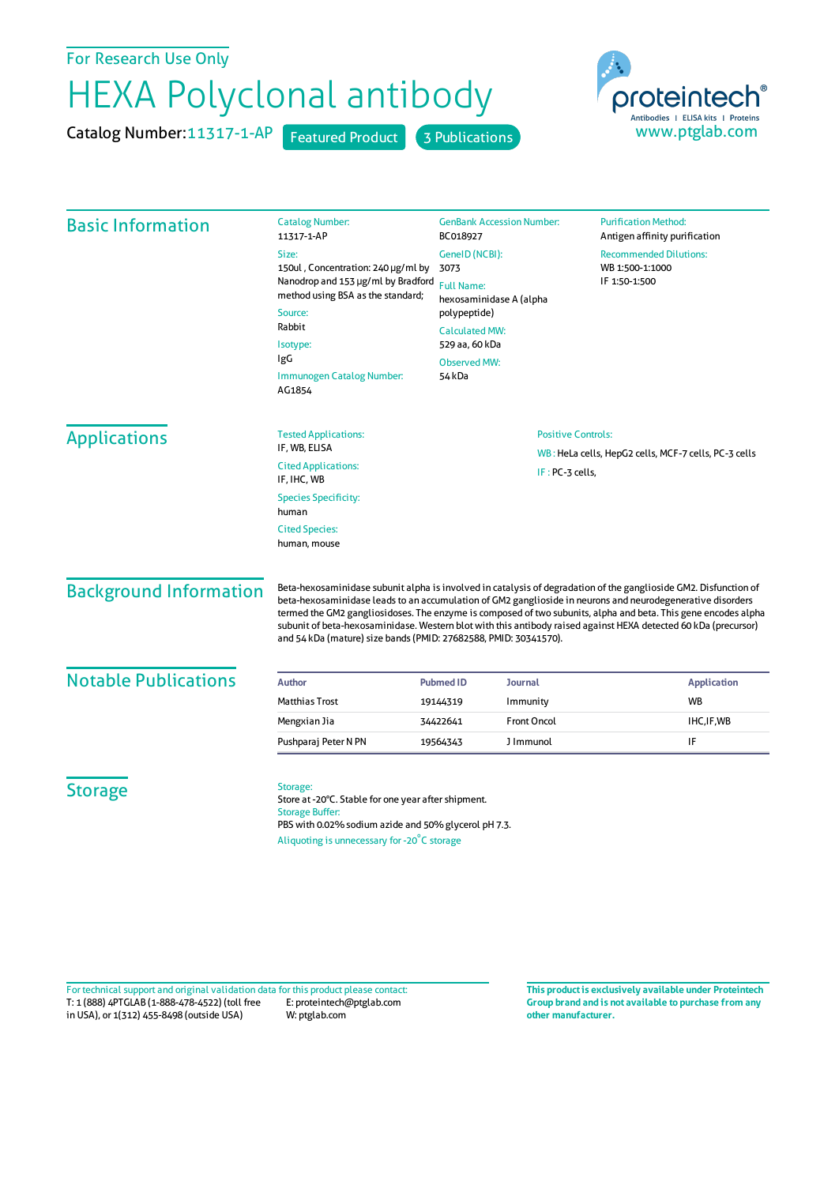For Research Use Only

# HEXA Polyclonal antibody

Catalog Number: 11317-1-AP    Featured Product    3 Publications

proteintech® Antibodies | ELISA kits | Proteins
www.ptglab.com

## Basic Information

**Catalog Number:**
11317-1-AP

**Size:**
150ul , Concentration: 240 μg/ml by Nanodrop and 153 μg/ml by Bradford method using BSA as the standard;

**Source:**
Rabbit

**Isotype:**
IgG

**Immunogen Catalog Number:**
AG1854

**GenBank Accession Number:**
BC018927

**GeneID (NCBI):**
3073

**Full Name:**
hexosaminidase A (alpha polypeptide)

**Calculated MW:**
529 aa, 60 kDa

**Observed MW:**
54 kDa

**Purification Method:**
Antigen affinity purification

**Recommended Dilutions:**
WB 1:500-1:1000
IF 1:50-1:500

## Applications

**Tested Applications:**
IF, WB, ELISA

**Cited Applications:**
IF, IHC, WB

**Species Specificity:**
human

**Cited Species:**
human, mouse

**Positive Controls:**

WB : HeLa cells, HepG2 cells, MCF-7 cells, PC-3 cells

IF : PC-3 cells,

## Background Information

Beta-hexosaminidase subunit alpha is involved in catalysis of degradation of the ganglioside GM2. Disfunction of beta-hexosaminidase leads to an accumulation of GM2 ganglioside in neurons and neurodegenerative disorders termed the GM2 gangliosidoses. The enzyme is composed of two subunits, alpha and beta. This gene encodes alpha subunit of beta-hexosaminidase. Western blot with this antibody raised against HEXA detected 60 kDa (precursor) and 54 kDa (mature) size bands (PMID: 27682588, PMID: 30341570).

## Notable Publications

| Author | Pubmed ID | Journal | Application |
|---|---|---|---|
| Matthias Trost | 19144319 | Immunity | WB |
| Mengxian Jia | 34422641 | Front Oncol | IHC,IF,WB |
| Pushparaj Peter N PN | 19564343 | J Immunol | IF |

## Storage

**Storage:**
Store at -20°C. Stable for one year after shipment.

**Storage Buffer:**
PBS with 0.02% sodium azide and 50% glycerol pH 7.3.

Aliquoting is unnecessary for -20°C storage

For technical support and original validation data for this product please contact:
T: 1 (888) 4PTGLAB (1-888-478-4522) (toll free in USA), or 1(312) 455-8498 (outside USA)
E: proteintech@ptglab.com
W: ptglab.com

**This product is exclusively available under Proteintech Group brand and is not available to purchase from any other manufacturer.**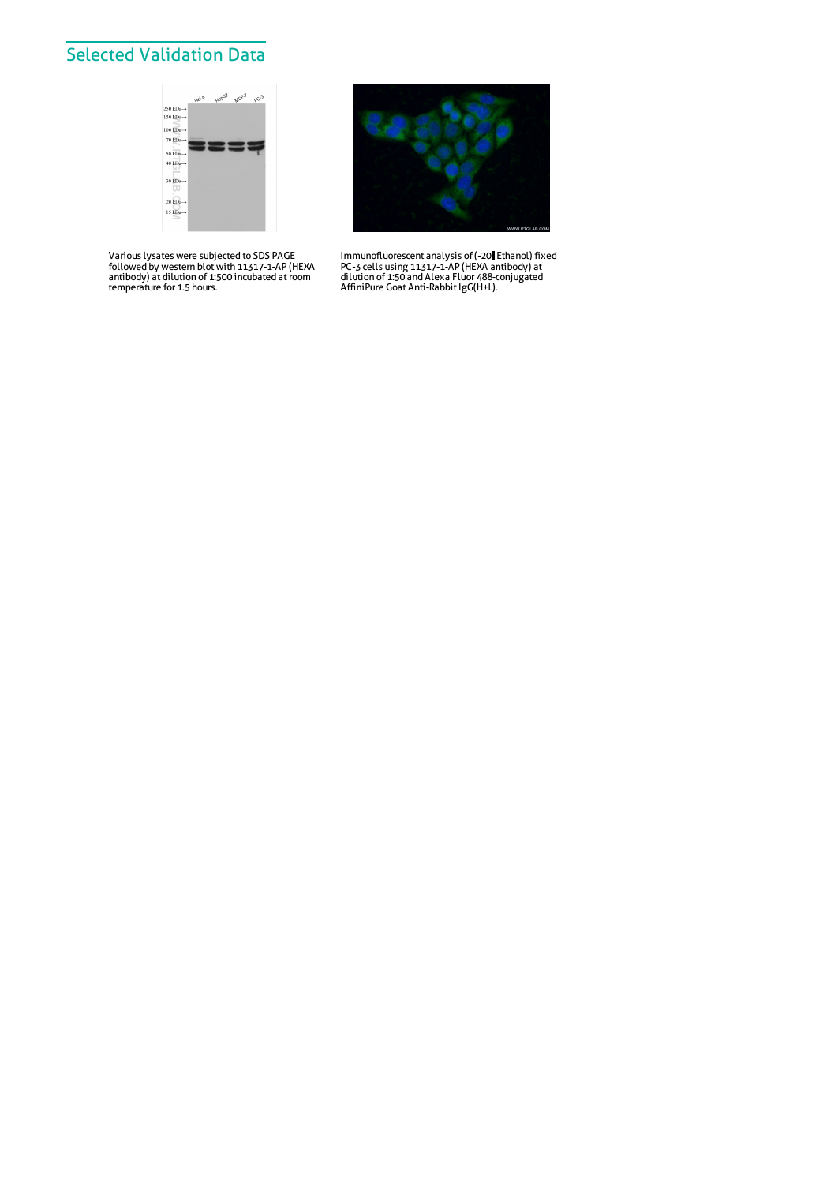## Selected Validation Data

HeLa
HepG2
MCF-7
PC-3

250 kDa→
150 kDa→
100 kDa→
70 kDa→
50 kDa→
40 kDa→
30 kDa→
20 kDa→
15 kDa→

Various lysates were subjected to SDS PAGE followed by western blot with 11317-1-AP (HEXA antibody) at dilution of 1:500 incubated at room temperature for 1.5 hours.

WWW.PTGLAB.COM

Immunofluorescent analysis of (-20 Ethanol) fixed PC-3 cells using 11317-1-AP (HEXA antibody) at dilution of 1:50 and Alexa Fluor 488-conjugated AffiniPure Goat Anti-Rabbit IgG(H+L).